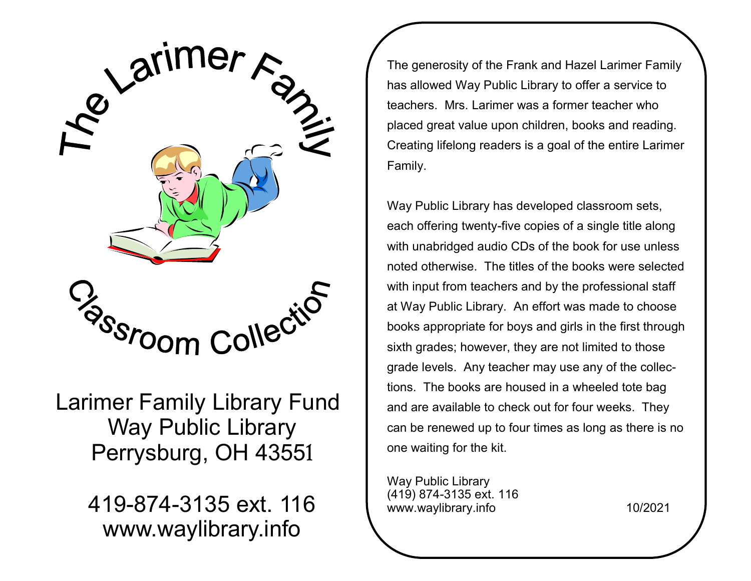# The Larimer Family Classroom Collection

Larimer Family Library Fund
Way Public Library
Perrysburg, OH 43551

419-874-3135 ext. 116
www.waylibrary.info

The generosity of the Frank and Hazel Larimer Family has allowed Way Public Library to offer a service to teachers. Mrs. Larimer was a former teacher who placed great value upon children, books and reading. Creating lifelong readers is a goal of the entire Larimer Family.

Way Public Library has developed classroom sets, each offering twenty-five copies of a single title along with unabridged audio CDs of the book for use unless noted otherwise. The titles of the books were selected with input from teachers and by the professional staff at Way Public Library. An effort was made to choose books appropriate for boys and girls in the first through sixth grades; however, they are not limited to those grade levels. Any teacher may use any of the collections. The books are housed in a wheeled tote bag and are available to check out for four weeks. They can be renewed up to four times as long as there is no one waiting for the kit.

Way Public Library
(419) 874-3135 ext. 116
www.waylibrary.info

10/2021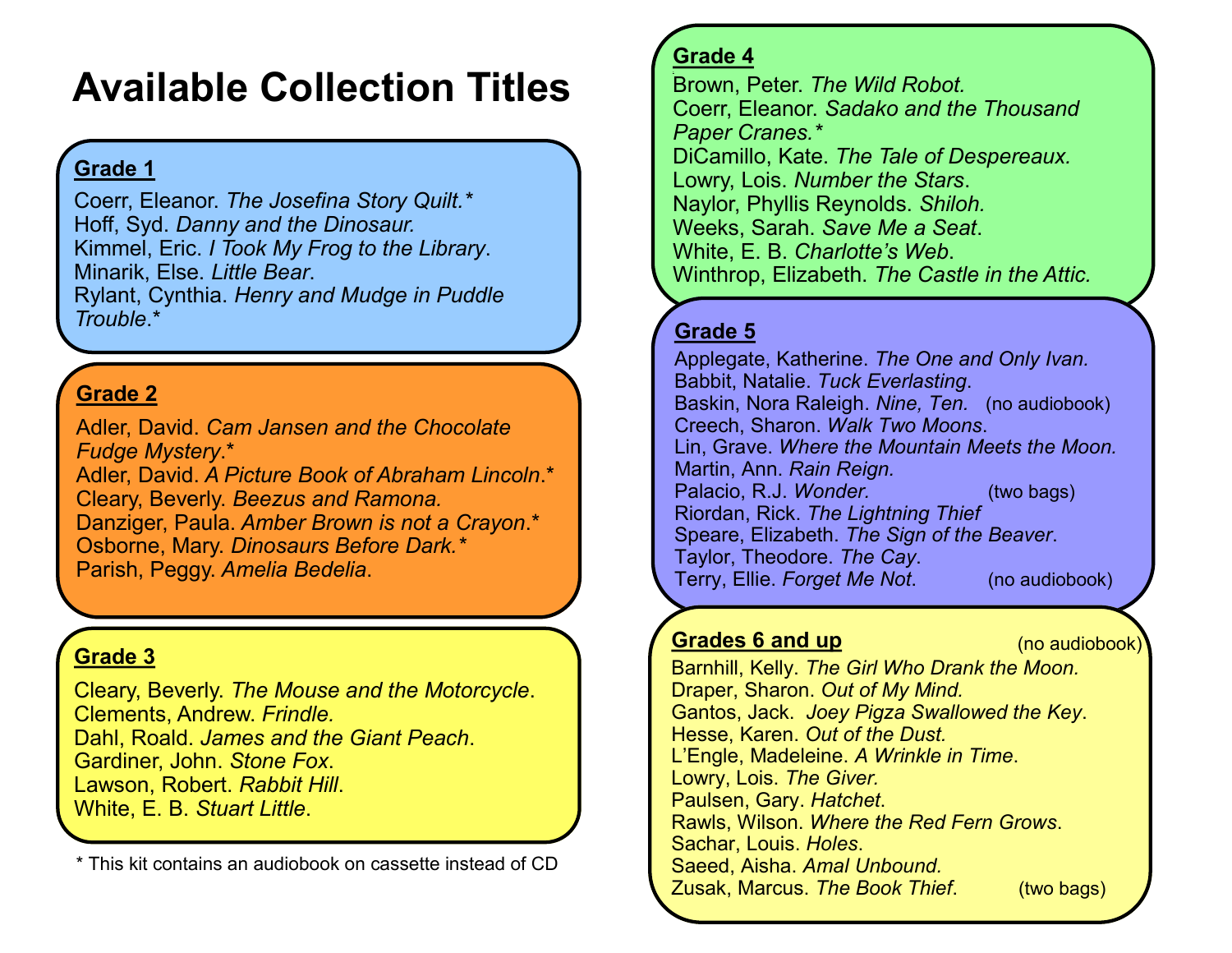# Available Collection Titles

## Grade 1

Coerr, Eleanor. *The Josefina Story Quilt.**
Hoff, Syd. *Danny and the Dinosaur.*
Kimmel, Eric. *I Took My Frog to the Library*.
Minarik, Else. *Little Bear*.
Rylant, Cynthia. *Henry and Mudge in Puddle Trouble*.*

## Grade 2

Adler, David. *Cam Jansen and the Chocolate Fudge Mystery*.*
Adler, David. *A Picture Book of Abraham Lincoln*.*
Cleary, Beverly. *Beezus and Ramona.*
Danziger, Paula. *Amber Brown is not a Crayon*.*
Osborne, Mary. *Dinosaurs Before Dark.**
Parish, Peggy. *Amelia Bedelia*.

## Grade 3

Cleary, Beverly. *The Mouse and the Motorcycle*.
Clements, Andrew. *Frindle.*
Dahl, Roald. *James and the Giant Peach*.
Gardiner, John. *Stone Fox*.
Lawson, Robert. *Rabbit Hill*.
White, E. B. *Stuart Little*.

\* This kit contains an audiobook on cassette instead of CD

## Grade 4

Brown, Peter. *The Wild Robot.*
Coerr, Eleanor. *Sadako and the Thousand Paper Cranes.**
DiCamillo, Kate. *The Tale of Despereaux.*
Lowry, Lois. *Number the Stars*.
Naylor, Phyllis Reynolds. *Shiloh.*
Weeks, Sarah. *Save Me a Seat*.
White, E. B. *Charlotte's Web*.
Winthrop, Elizabeth. *The Castle in the Attic.*

## Grade 5

Applegate, Katherine. *The One and Only Ivan.*
Babbit, Natalie. *Tuck Everlasting*.
Baskin, Nora Raleigh. *Nine, Ten.* (no audiobook)
Creech, Sharon. *Walk Two Moons*.
Lin, Grave. *Where the Mountain Meets the Moon.*
Martin, Ann. *Rain Reign.*
Palacio, R.J. *Wonder.* (two bags)
Riordan, Rick. *The Lightning Thief*
Speare, Elizabeth. *The Sign of the Beaver*.
Taylor, Theodore. *The Cay*.
Terry, Ellie. *Forget Me Not*. (no audiobook)

## Grades 6 and up (no audiobook)

Barnhill, Kelly. *The Girl Who Drank the Moon.*
Draper, Sharon. *Out of My Mind.*
Gantos, Jack. *Joey Pigza Swallowed the Key*.
Hesse, Karen. *Out of the Dust.*
L'Engle, Madeleine. *A Wrinkle in Time*.
Lowry, Lois. *The Giver.*
Paulsen, Gary. *Hatchet*.
Rawls, Wilson. *Where the Red Fern Grows*.
Sachar, Louis. *Holes*.
Saeed, Aisha. *Amal Unbound.*
Zusak, Marcus. *The Book Thief*. (two bags)